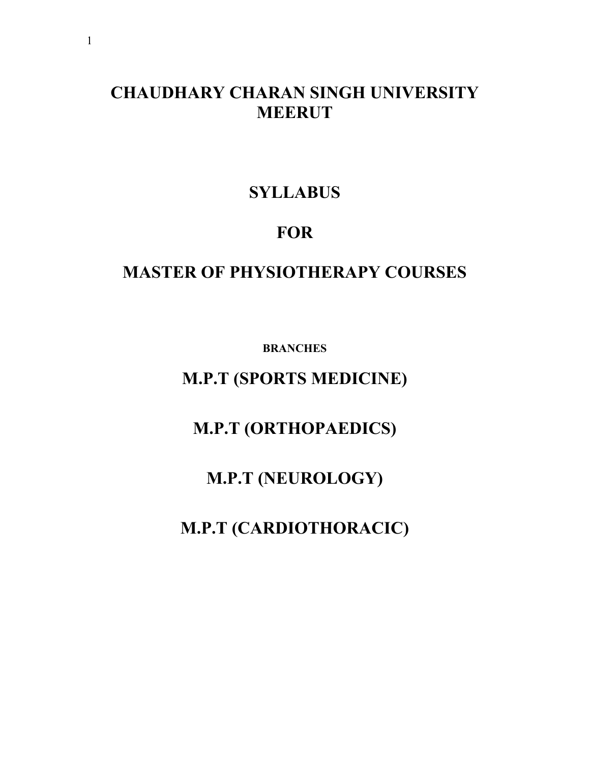# CHAUDHARY CHARAN SINGH UNIVERSITY MEERUT

# SYLLABUS

# FOR

# MASTER OF PHYSIOTHERAPY COURSES

**BRANCHES**

## M.P.T (SPORTS MEDICINE)

## M.P.T (ORTHOPAEDICS)

## M.P.T (NEUROLOGY)

## M.P.T (CARDIOTHORACIC)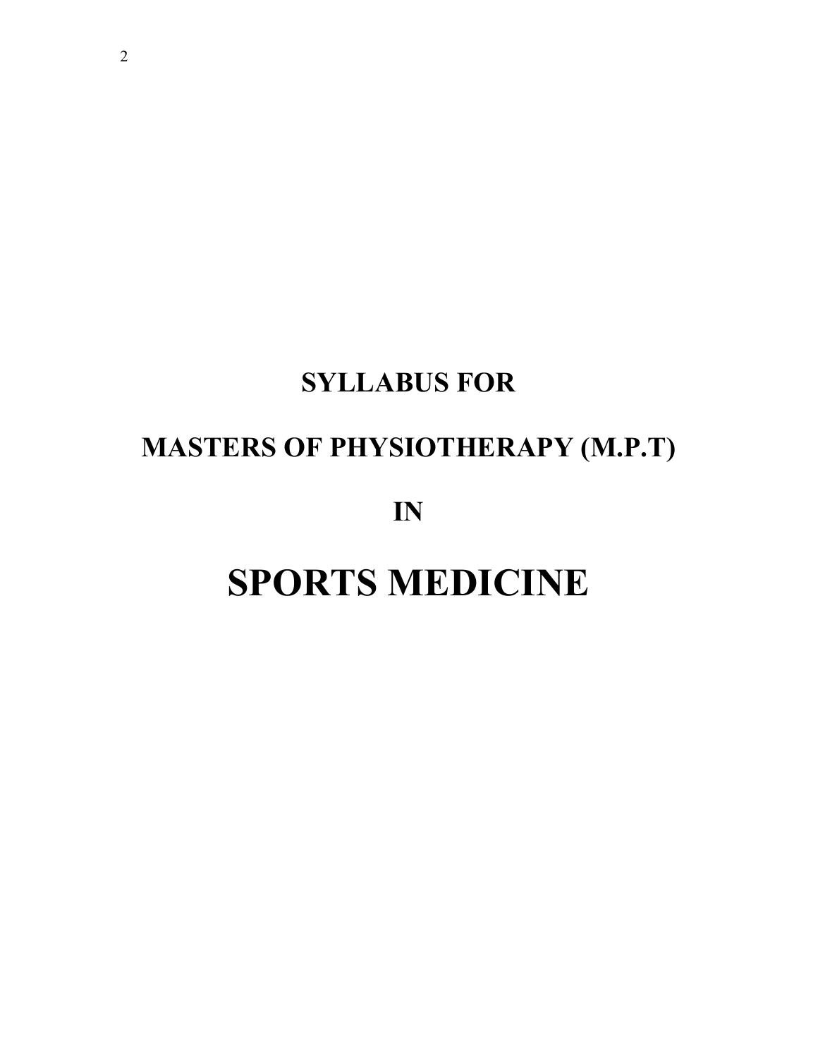## SYLLABUS FOR

## MASTERS OF PHYSIOTHERAPY (M.P.T)

## IN

# SPORTS MEDICINE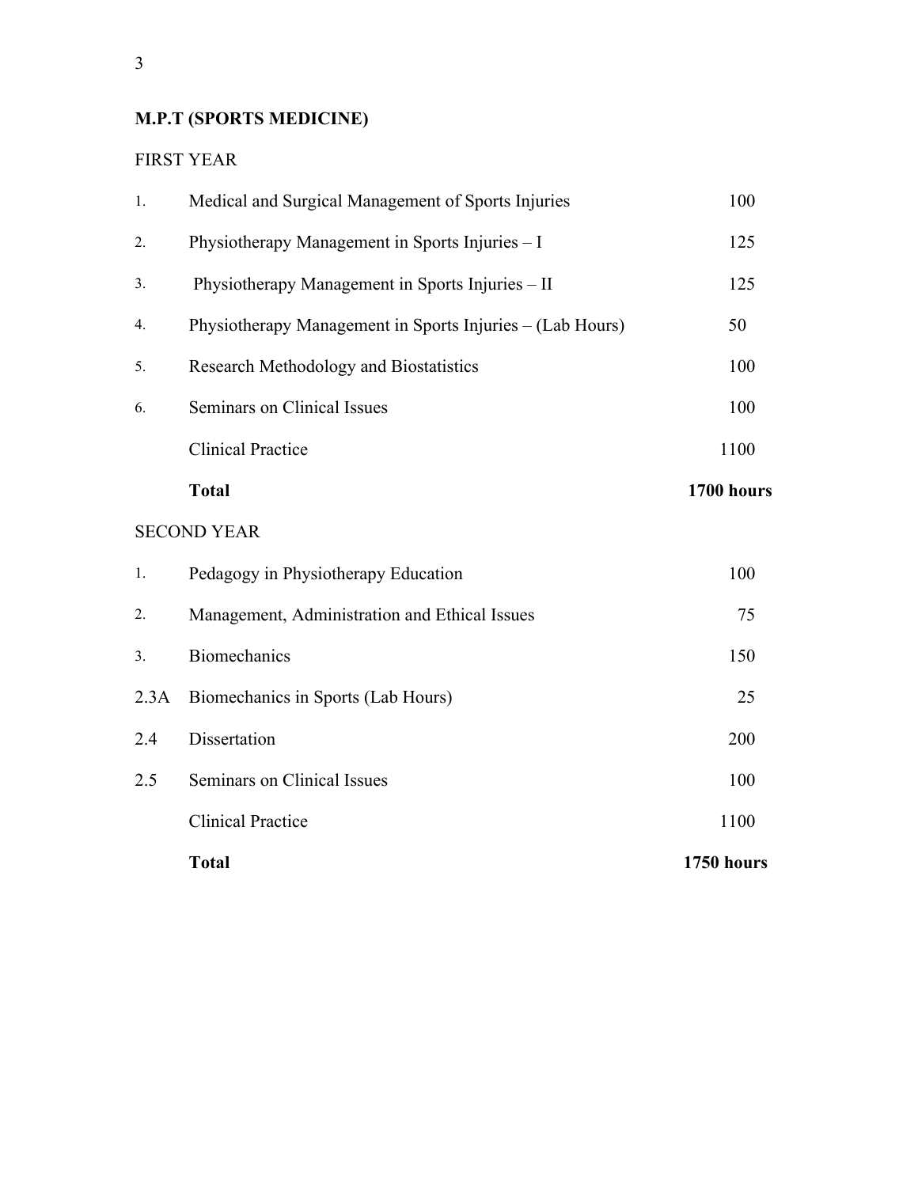**M.P.T (SPORTS MEDICINE)**

FIRST YEAR

| | | |
|---|---|---|
| 1. | Medical and Surgical Management of Sports Injuries | 100 |
| 2. | Physiotherapy Management in Sports Injuries – I | 125 |
| 3. | Physiotherapy Management in Sports Injuries – II | 125 |
| 4. | Physiotherapy Management in Sports Injuries – (Lab Hours) | 50 |
| 5. | Research Methodology and Biostatistics | 100 |
| 6. | Seminars on Clinical Issues | 100 |
| | Clinical Practice | 1100 |
| | **Total** | **1700 hours** |

SECOND YEAR

| | | |
|---|---|---|
| 1. | Pedagogy in Physiotherapy Education | 100 |
| 2. | Management, Administration and Ethical Issues | 75 |
| 3. | Biomechanics | 150 |
| 2.3A | Biomechanics in Sports (Lab Hours) | 25 |
| 2.4 | Dissertation | 200 |
| 2.5 | Seminars on Clinical Issues | 100 |
| | Clinical Practice | 1100 |
| | **Total** | **1750 hours** |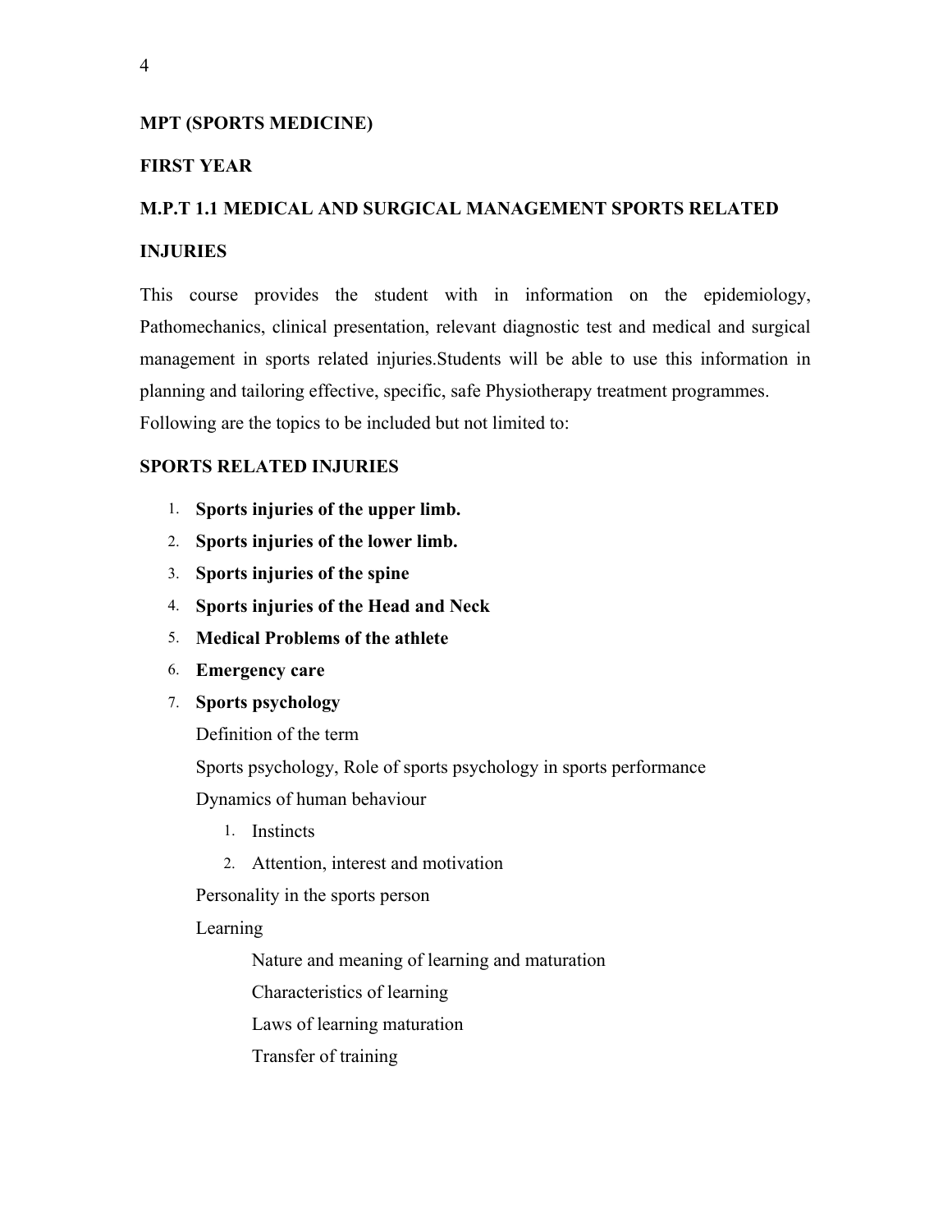**MPT (SPORTS MEDICINE)**

**FIRST YEAR**

**M.P.T 1.1 MEDICAL AND SURGICAL MANAGEMENT SPORTS RELATED INJURIES**

This course provides the student with in information on the epidemiology, Pathomechanics, clinical presentation, relevant diagnostic test and medical and surgical management in sports related injuries.Students will be able to use this information in planning and tailoring effective, specific, safe Physiotherapy treatment programmes.
Following are the topics to be included but not limited to:

**SPORTS RELATED INJURIES**

1. **Sports injuries of the upper limb.**
2. **Sports injuries of the lower limb.**
3. **Sports injuries of the spine**
4. **Sports injuries of the Head and Neck**
5. **Medical Problems of the athlete**
6. **Emergency care**
7. **Sports psychology**

   Definition of the term

   Sports psychology, Role of sports psychology in sports performance

   Dynamics of human behaviour

   1. Instincts
   2. Attention, interest and motivation

   Personality in the sports person

   Learning

   - Nature and meaning of learning and maturation
   - Characteristics of learning
   - Laws of learning maturation
   - Transfer of training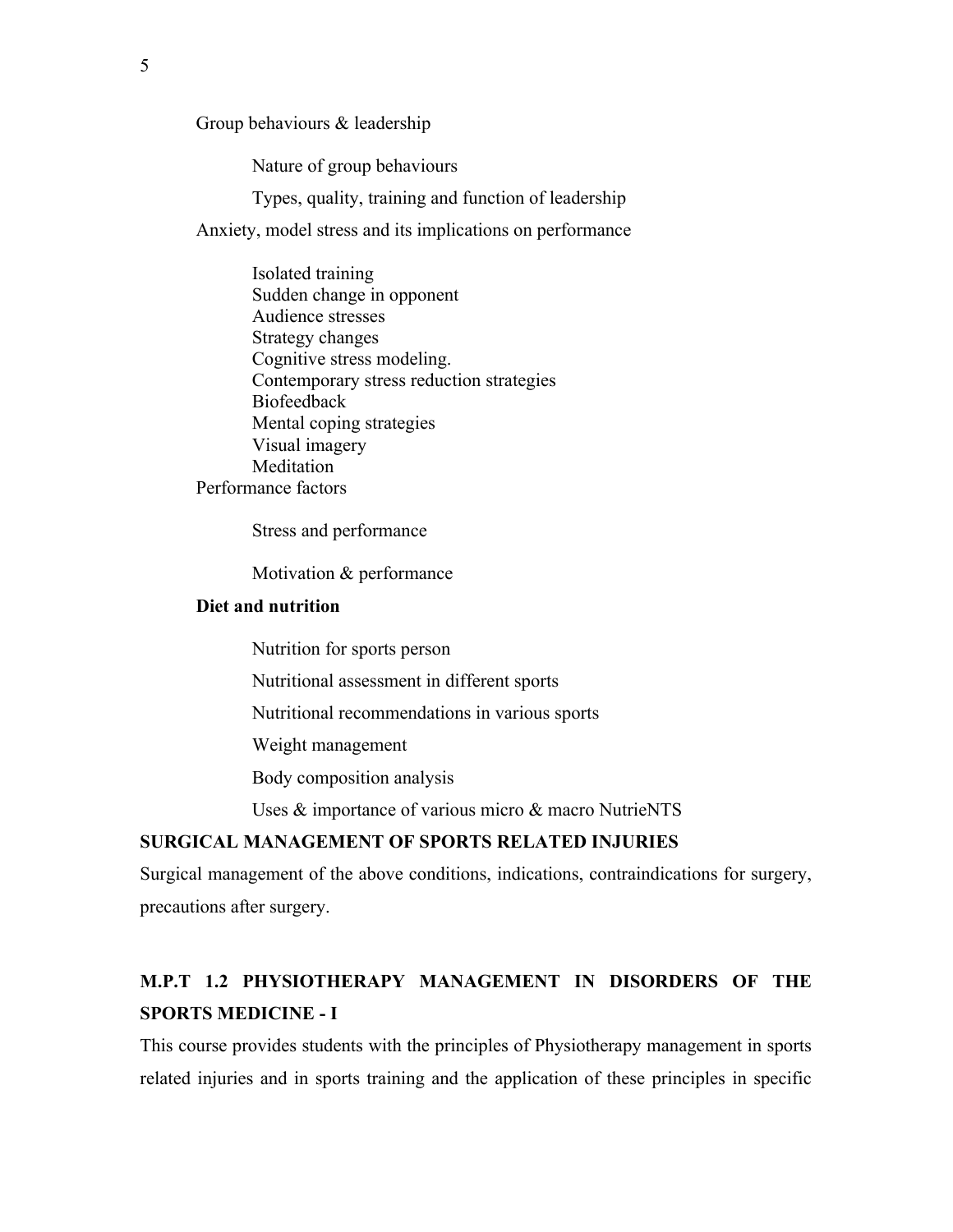Group behaviours & leadership

- Nature of group behaviours
- Types, quality, training and function of leadership

Anxiety, model stress and its implications on performance

- Isolated training
- Sudden change in opponent
- Audience stresses
- Strategy changes
- Cognitive stress modeling.
- Contemporary stress reduction strategies
- Biofeedback
- Mental coping strategies
- Visual imagery
- Meditation

Performance factors

- Stress and performance
- Motivation & performance

**Diet and nutrition**

- Nutrition for sports person
- Nutritional assessment in different sports
- Nutritional recommendations in various sports
- Weight management
- Body composition analysis
- Uses & importance of various micro & macro NutrieNTS

**SURGICAL MANAGEMENT OF SPORTS RELATED INJURIES**

Surgical management of the above conditions, indications, contraindications for surgery, precautions after surgery.

## M.P.T 1.2 PHYSIOTHERAPY MANAGEMENT IN DISORDERS OF THE SPORTS MEDICINE - I

This course provides students with the principles of Physiotherapy management in sports related injuries and in sports training and the application of these principles in specific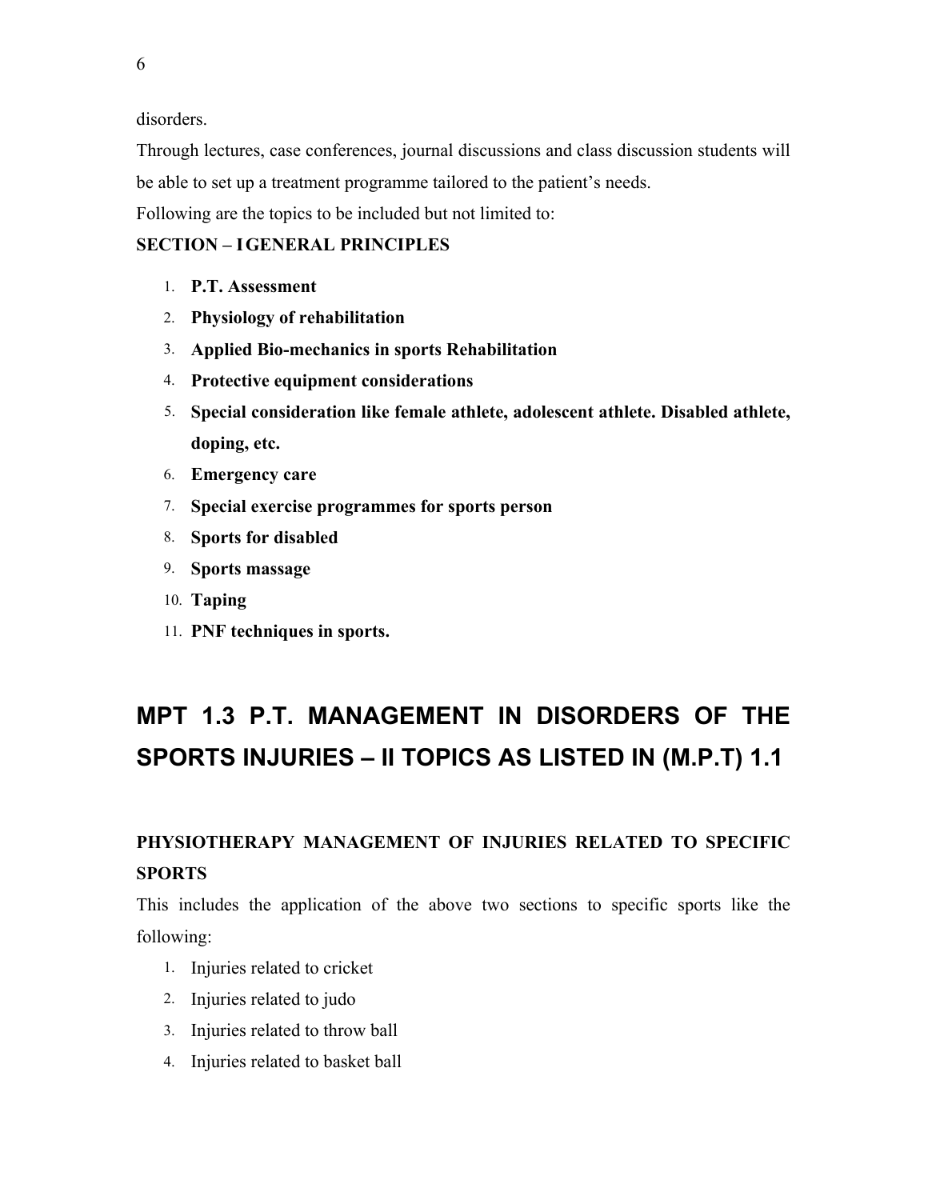disorders.

Through lectures, case conferences, journal discussions and class discussion students will be able to set up a treatment programme tailored to the patient's needs.

Following are the topics to be included but not limited to:

**SECTION – I GENERAL PRINCIPLES**

1. **P.T. Assessment**
2. **Physiology of rehabilitation**
3. **Applied Bio-mechanics in sports Rehabilitation**
4. **Protective equipment considerations**
5. **Special consideration like female athlete, adolescent athlete. Disabled athlete, doping, etc.**
6. **Emergency care**
7. **Special exercise programmes for sports person**
8. **Sports for disabled**
9. **Sports massage**
10. **Taping**
11. **PNF techniques in sports.**

## MPT 1.3 P.T. MANAGEMENT IN DISORDERS OF THE SPORTS INJURIES – II TOPICS AS LISTED IN (M.P.T) 1.1

### PHYSIOTHERAPY MANAGEMENT OF INJURIES RELATED TO SPECIFIC SPORTS

This includes the application of the above two sections to specific sports like the following:

1. Injuries related to cricket
2. Injuries related to judo
3. Injuries related to throw ball
4. Injuries related to basket ball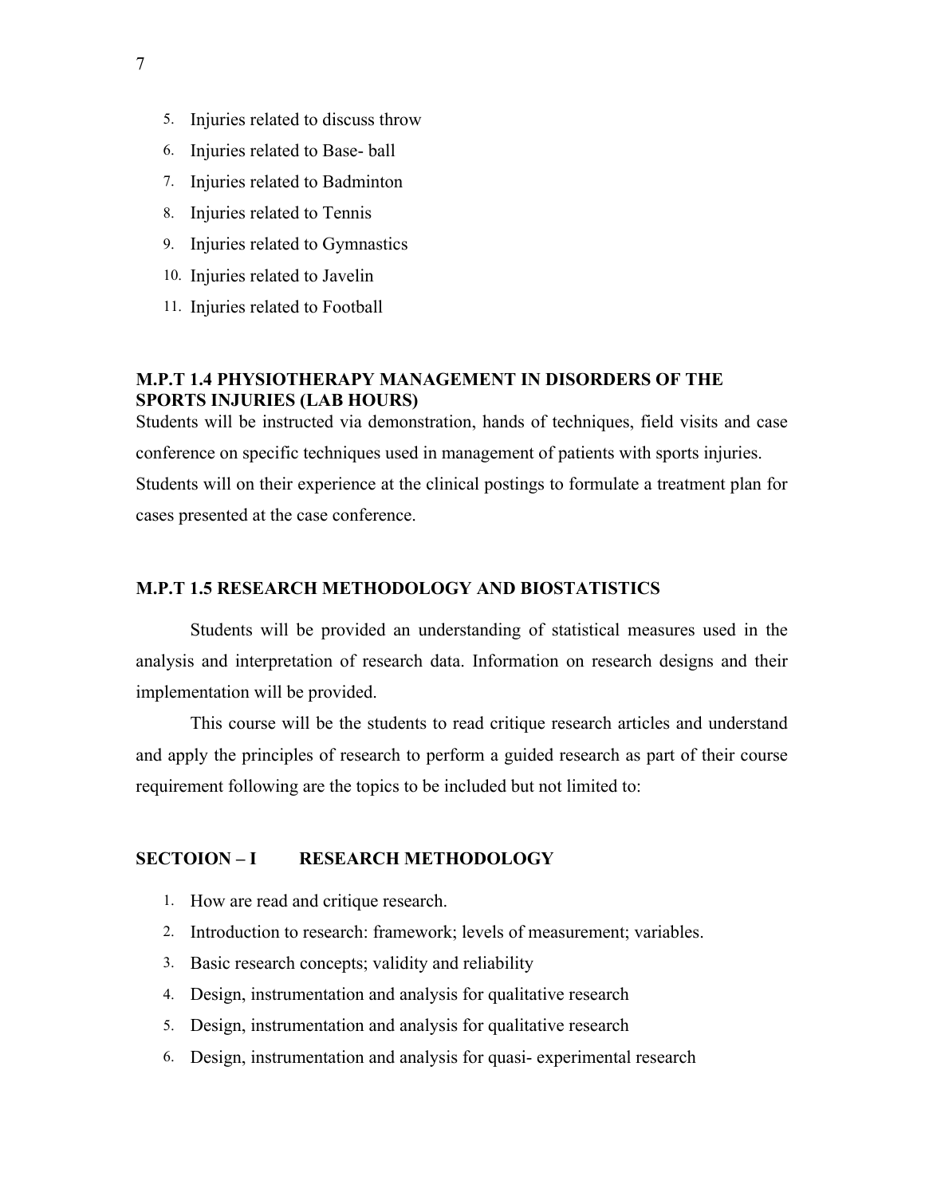5. Injuries related to discuss throw
6. Injuries related to Base- ball
7. Injuries related to Badminton
8. Injuries related to Tennis
9. Injuries related to Gymnastics
10. Injuries related to Javelin
11. Injuries related to Football

**M.P.T 1.4 PHYSIOTHERAPY MANAGEMENT IN DISORDERS OF THE SPORTS INJURIES (LAB HOURS)**

Students will be instructed via demonstration, hands of techniques, field visits and case conference on specific techniques used in management of patients with sports injuries. Students will on their experience at the clinical postings to formulate a treatment plan for cases presented at the case conference.

**M.P.T 1.5 RESEARCH METHODOLOGY AND BIOSTATISTICS**

Students will be provided an understanding of statistical measures used in the analysis and interpretation of research data. Information on research designs and their implementation will be provided.

This course will be the students to read critique research articles and understand and apply the principles of research to perform a guided research as part of their course requirement following are the topics to be included but not limited to:

**SECTOION – I RESEARCH METHODOLOGY**

1. How are read and critique research.
2. Introduction to research: framework; levels of measurement; variables.
3. Basic research concepts; validity and reliability
4. Design, instrumentation and analysis for qualitative research
5. Design, instrumentation and analysis for qualitative research
6. Design, instrumentation and analysis for quasi- experimental research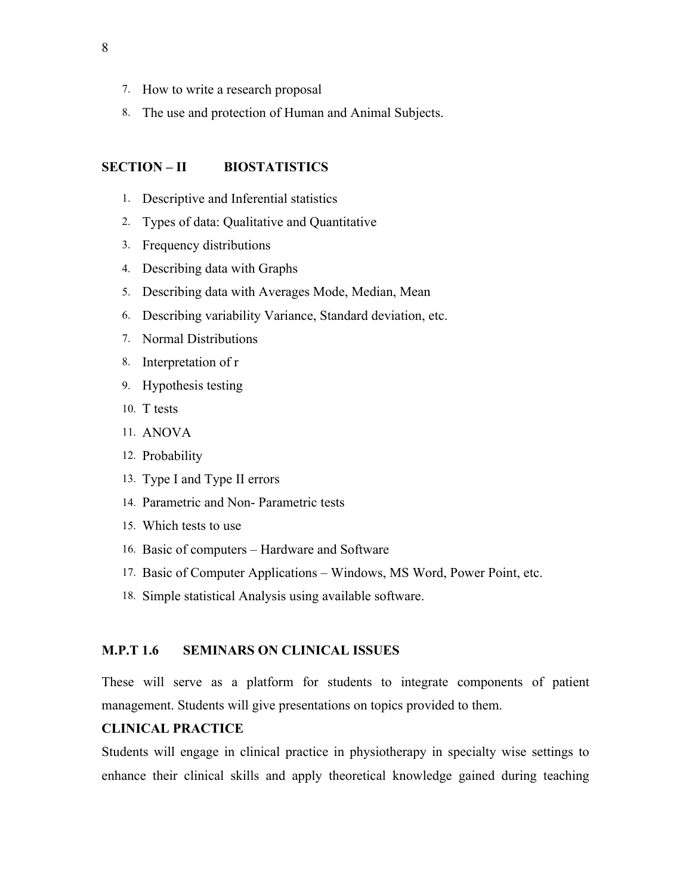7. How to write a research proposal
8. The use and protection of Human and Animal Subjects.

**SECTION – II BIOSTATISTICS**

1. Descriptive and Inferential statistics
2. Types of data: Qualitative and Quantitative
3. Frequency distributions
4. Describing data with Graphs
5. Describing data with Averages Mode, Median, Mean
6. Describing variability Variance, Standard deviation, etc.
7. Normal Distributions
8. Interpretation of r
9. Hypothesis testing
10. T tests
11. ANOVA
12. Probability
13. Type I and Type II errors
14. Parametric and Non- Parametric tests
15. Which tests to use
16. Basic of computers – Hardware and Software
17. Basic of Computer Applications – Windows, MS Word, Power Point, etc.
18. Simple statistical Analysis using available software.

**M.P.T 1.6 SEMINARS ON CLINICAL ISSUES**

These will serve as a platform for students to integrate components of patient management. Students will give presentations on topics provided to them.

**CLINICAL PRACTICE**

Students will engage in clinical practice in physiotherapy in specialty wise settings to enhance their clinical skills and apply theoretical knowledge gained during teaching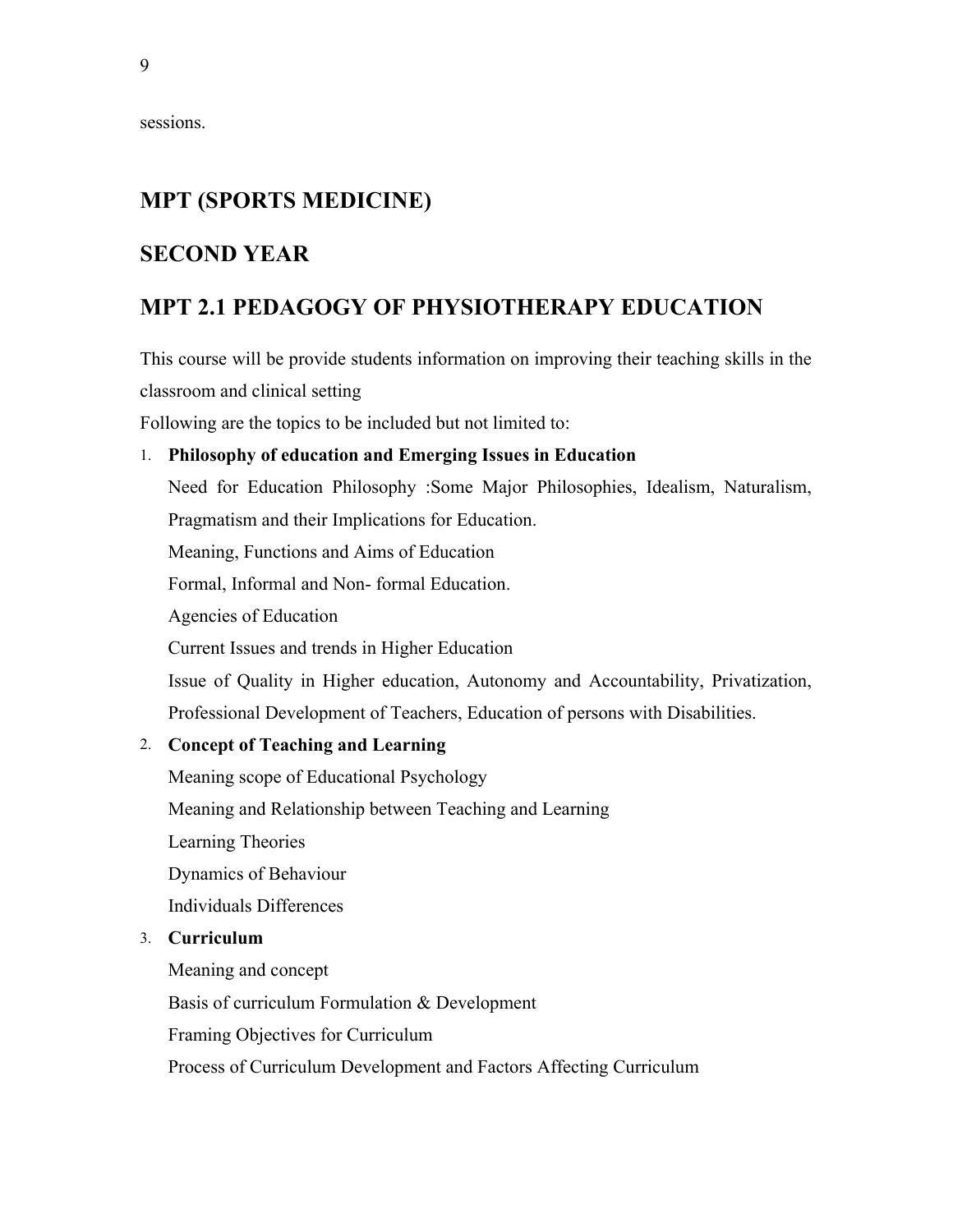sessions.

## MPT (SPORTS MEDICINE)

## SECOND YEAR

## MPT 2.1 PEDAGOGY OF PHYSIOTHERAPY EDUCATION

This course will be provide students information on improving their teaching skills in the classroom and clinical setting

Following are the topics to be included but not limited to:

1. **Philosophy of education and Emerging Issues in Education**

   Need for Education Philosophy :Some Major Philosophies, Idealism, Naturalism, Pragmatism and their Implications for Education.

   Meaning, Functions and Aims of Education

   Formal, Informal and Non- formal Education.

   Agencies of Education

   Current Issues and trends in Higher Education

   Issue of Quality in Higher education, Autonomy and Accountability, Privatization, Professional Development of Teachers, Education of persons with Disabilities.

2. **Concept of Teaching and Learning**

   Meaning scope of Educational Psychology

   Meaning and Relationship between Teaching and Learning

   Learning Theories

   Dynamics of Behaviour

   Individuals Differences

3. **Curriculum**

   Meaning and concept

   Basis of curriculum Formulation & Development

   Framing Objectives for Curriculum

   Process of Curriculum Development and Factors Affecting Curriculum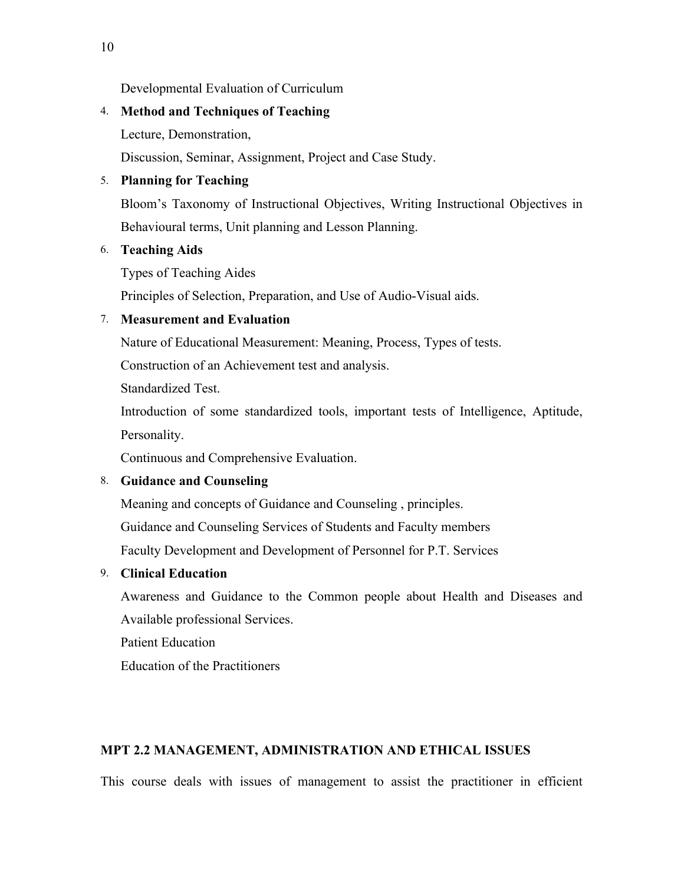Developmental Evaluation of Curriculum

4. **Method and Techniques of Teaching**

   Lecture, Demonstration,

   Discussion, Seminar, Assignment, Project and Case Study.

5. **Planning for Teaching**

   Bloom's Taxonomy of Instructional Objectives, Writing Instructional Objectives in Behavioural terms, Unit planning and Lesson Planning.

6. **Teaching Aids**

   Types of Teaching Aides

   Principles of Selection, Preparation, and Use of Audio-Visual aids.

7. **Measurement and Evaluation**

   Nature of Educational Measurement: Meaning, Process, Types of tests.

   Construction of an Achievement test and analysis.

   Standardized Test.

   Introduction of some standardized tools, important tests of Intelligence, Aptitude, Personality.

   Continuous and Comprehensive Evaluation.

8. **Guidance and Counseling**

   Meaning and concepts of Guidance and Counseling , principles.

   Guidance and Counseling Services of Students and Faculty members

   Faculty Development and Development of Personnel for P.T. Services

9. **Clinical Education**

   Awareness and Guidance to the Common people about Health and Diseases and Available professional Services.

   Patient Education

   Education of the Practitioners

**MPT 2.2 MANAGEMENT, ADMINISTRATION AND ETHICAL ISSUES**

This course deals with issues of management to assist the practitioner in efficient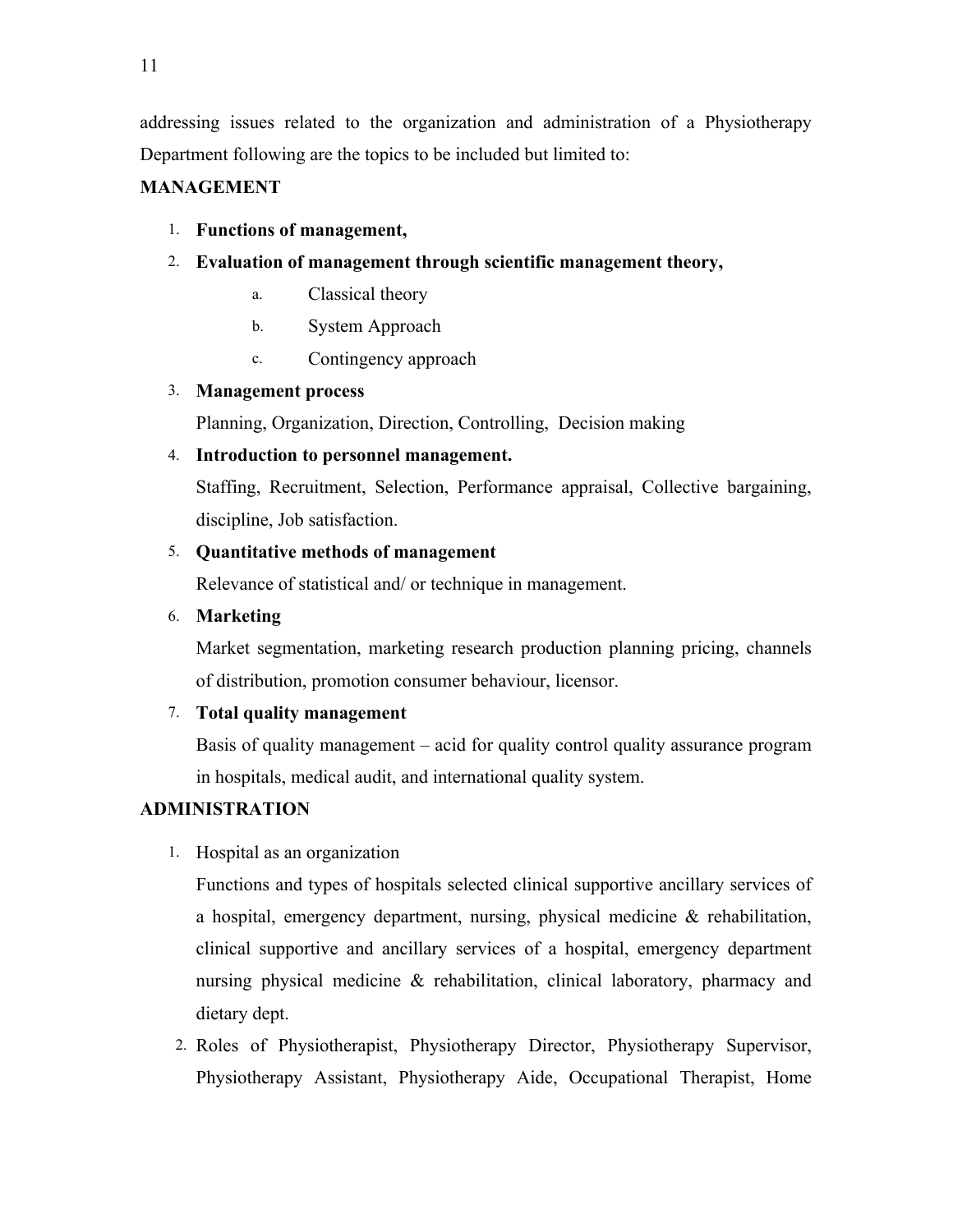addressing issues related to the organization and administration of a Physiotherapy Department following are the topics to be included but limited to:

**MANAGEMENT**

1. **Functions of management,**
2. **Evaluation of management through scientific management theory,**
    a. Classical theory
    b. System Approach
    c. Contingency approach
3. **Management process**

    Planning, Organization, Direction, Controlling, Decision making
4. **Introduction to personnel management.**

    Staffing, Recruitment, Selection, Performance appraisal, Collective bargaining, discipline, Job satisfaction.
5. **Quantitative methods of management**

    Relevance of statistical and/ or technique in management.
6. **Marketing**

    Market segmentation, marketing research production planning pricing, channels of distribution, promotion consumer behaviour, licensor.
7. **Total quality management**

    Basis of quality management – acid for quality control quality assurance program in hospitals, medical audit, and international quality system.

**ADMINISTRATION**

1. Hospital as an organization

    Functions and types of hospitals selected clinical supportive ancillary services of a hospital, emergency department, nursing, physical medicine & rehabilitation, clinical supportive and ancillary services of a hospital, emergency department nursing physical medicine & rehabilitation, clinical laboratory, pharmacy and dietary dept.
2. Roles of Physiotherapist, Physiotherapy Director, Physiotherapy Supervisor, Physiotherapy Assistant, Physiotherapy Aide, Occupational Therapist, Home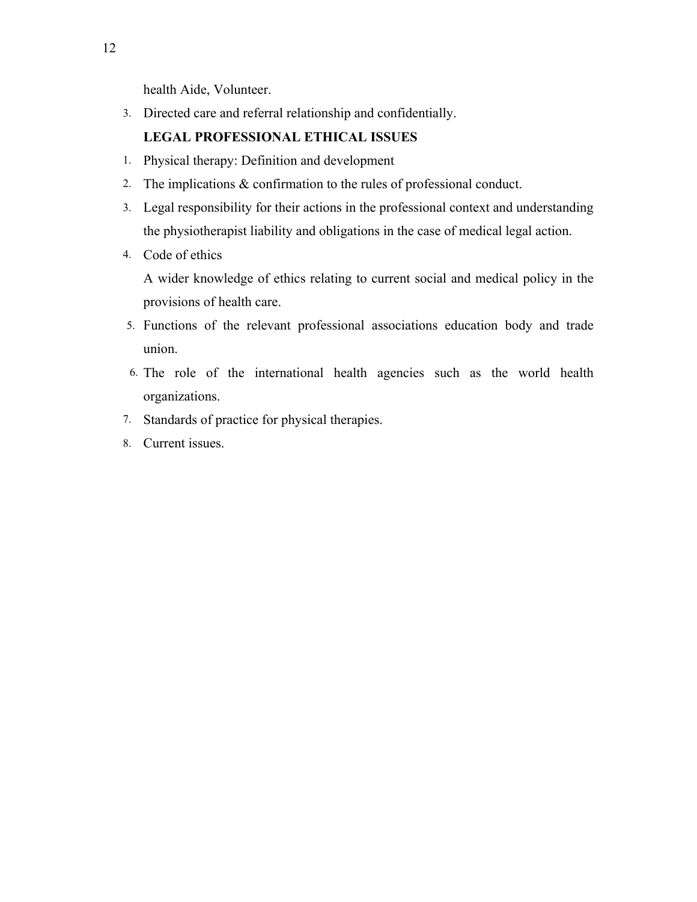health Aide, Volunteer.

3. Directed care and referral relationship and confidentially.

**LEGAL PROFESSIONAL ETHICAL ISSUES**

1. Physical therapy: Definition and development
2. The implications & confirmation to the rules of professional conduct.
3. Legal responsibility for their actions in the professional context and understanding the physiotherapist liability and obligations in the case of medical legal action.
4. Code of ethics

   A wider knowledge of ethics relating to current social and medical policy in the provisions of health care.
5. Functions of the relevant professional associations education body and trade union.
6. The role of the international health agencies such as the world health organizations.
7. Standards of practice for physical therapies.
8. Current issues.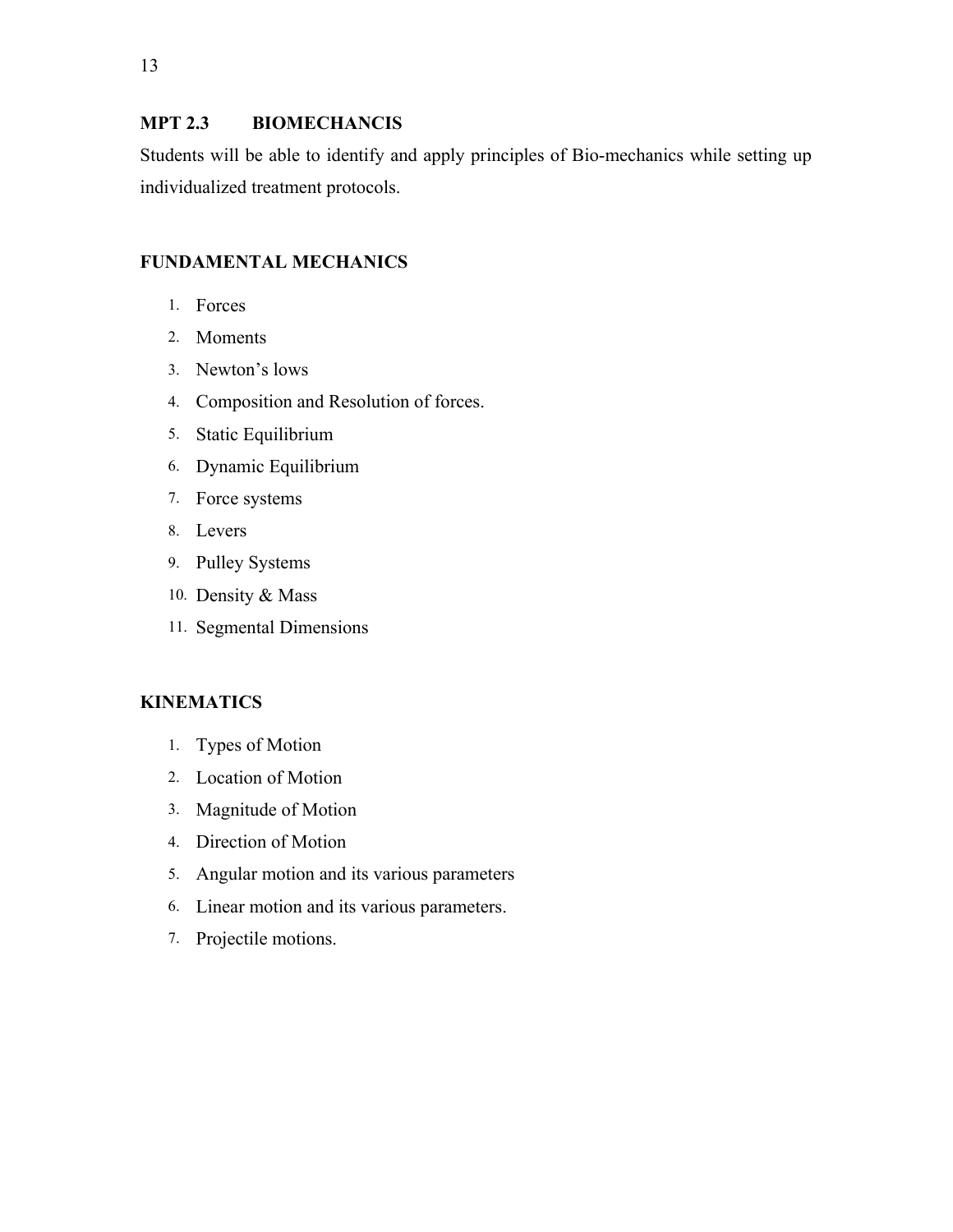**MPT 2.3 BIOMECHANCIS**

Students will be able to identify and apply principles of Bio-mechanics while setting up individualized treatment protocols.

**FUNDAMENTAL MECHANICS**

1. Forces
2. Moments
3. Newton's lows
4. Composition and Resolution of forces.
5. Static Equilibrium
6. Dynamic Equilibrium
7. Force systems
8. Levers
9. Pulley Systems
10. Density & Mass
11. Segmental Dimensions

**KINEMATICS**

1. Types of Motion
2. Location of Motion
3. Magnitude of Motion
4. Direction of Motion
5. Angular motion and its various parameters
6. Linear motion and its various parameters.
7. Projectile motions.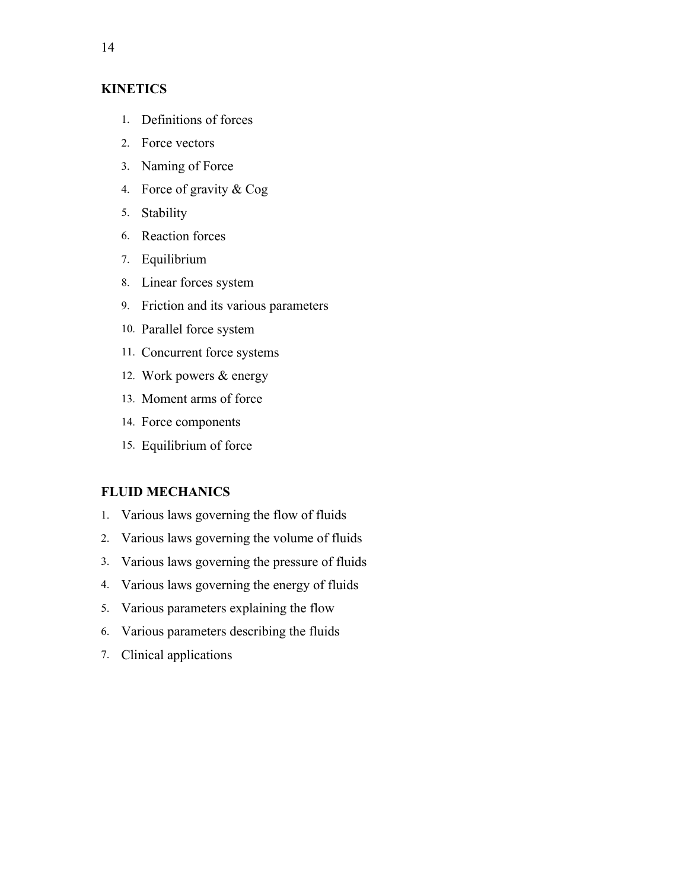**KINETICS**

1. Definitions of forces
2. Force vectors
3. Naming of Force
4. Force of gravity & Cog
5. Stability
6. Reaction forces
7. Equilibrium
8. Linear forces system
9. Friction and its various parameters
10. Parallel force system
11. Concurrent force systems
12. Work powers & energy
13. Moment arms of force
14. Force components
15. Equilibrium of force

**FLUID MECHANICS**

1. Various laws governing the flow of fluids
2. Various laws governing the volume of fluids
3. Various laws governing the pressure of fluids
4. Various laws governing the energy of fluids
5. Various parameters explaining the flow
6. Various parameters describing the fluids
7. Clinical applications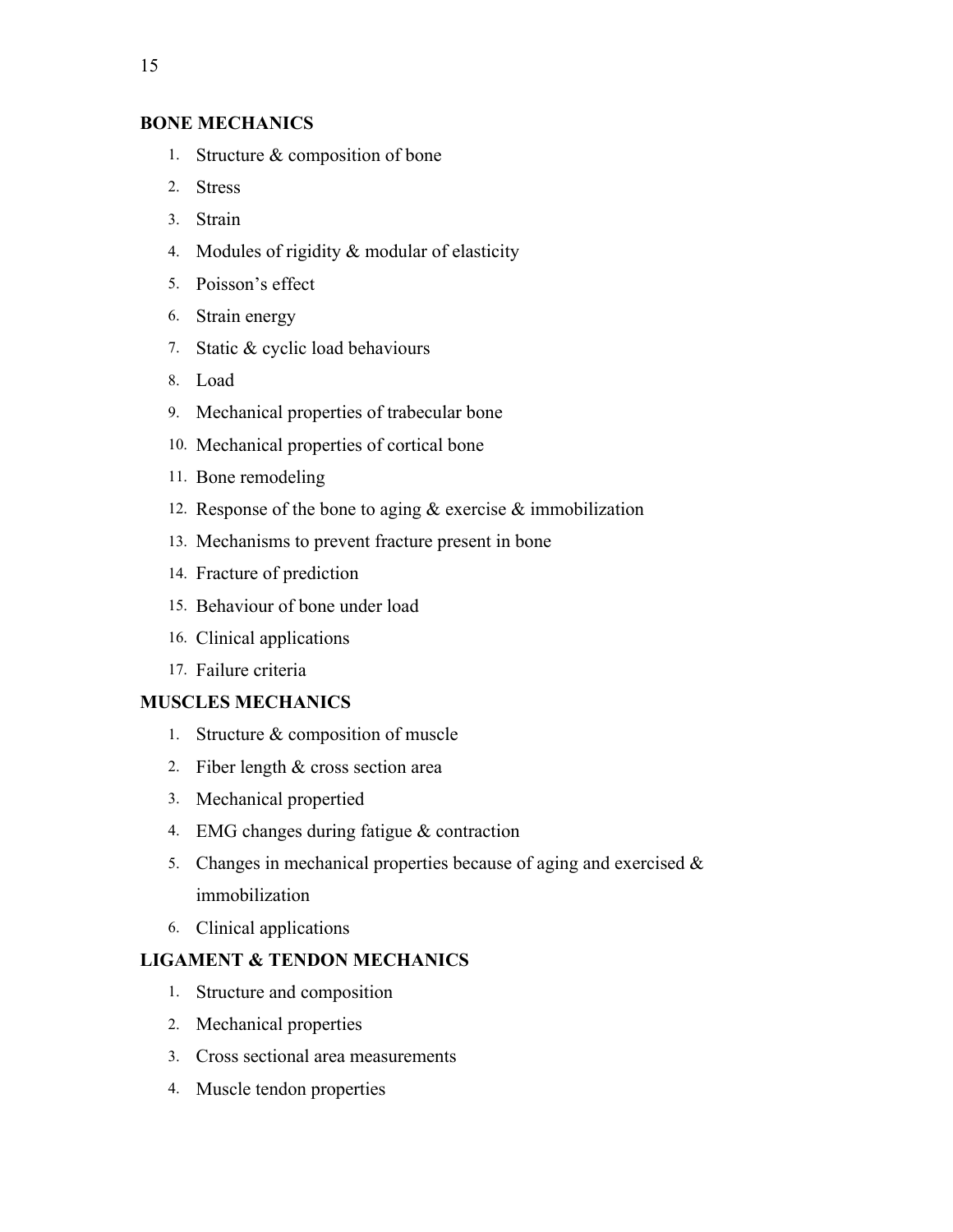**BONE MECHANICS**

1. Structure & composition of bone
2. Stress
3. Strain
4. Modules of rigidity & modular of elasticity
5. Poisson's effect
6. Strain energy
7. Static & cyclic load behaviours
8. Load
9. Mechanical properties of trabecular bone
10. Mechanical properties of cortical bone
11. Bone remodeling
12. Response of the bone to aging & exercise & immobilization
13. Mechanisms to prevent fracture present in bone
14. Fracture of prediction
15. Behaviour of bone under load
16. Clinical applications
17. Failure criteria

**MUSCLES MECHANICS**

1. Structure & composition of muscle
2. Fiber length & cross section area
3. Mechanical propertied
4. EMG changes during fatigue & contraction
5. Changes in mechanical properties because of aging and exercised & immobilization
6. Clinical applications

**LIGAMENT & TENDON MECHANICS**

1. Structure and composition
2. Mechanical properties
3. Cross sectional area measurements
4. Muscle tendon properties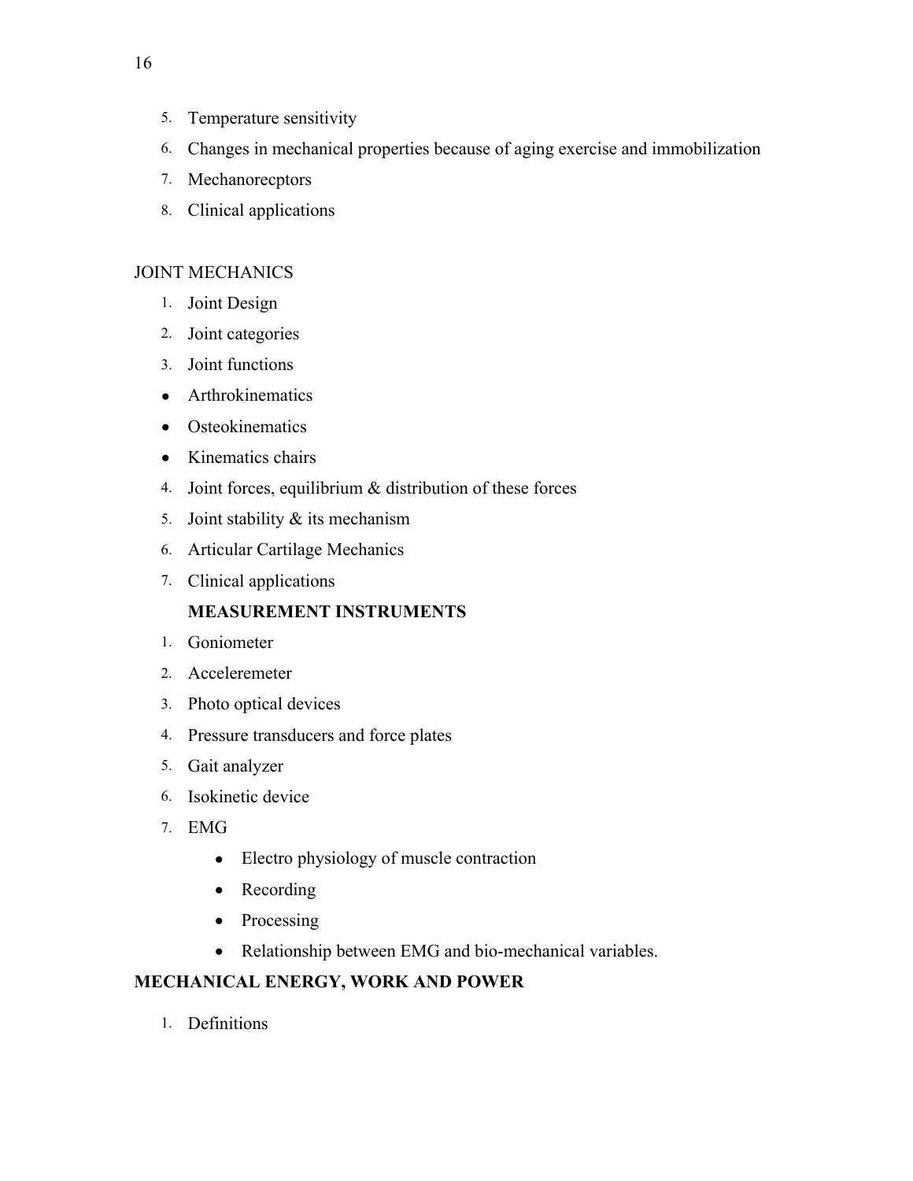5. Temperature sensitivity
6. Changes in mechanical properties because of aging exercise and immobilization
7. Mechanorecptors
8. Clinical applications

JOINT MECHANICS

1. Joint Design
2. Joint categories
3. Joint functions

- Arthrokinematics
- Osteokinematics
- Kinematics chairs

4. Joint forces, equilibrium & distribution of these forces
5. Joint stability & its mechanism
6. Articular Cartilage Mechanics
7. Clinical applications

**MEASUREMENT INSTRUMENTS**

1. Goniometer
2. Acceleremeter
3. Photo optical devices
4. Pressure transducers and force plates
5. Gait analyzer
6. Isokinetic device
7. EMG
    - Electro physiology of muscle contraction
    - Recording
    - Processing
    - Relationship between EMG and bio-mechanical variables.

**MECHANICAL ENERGY, WORK AND POWER**

1. Definitions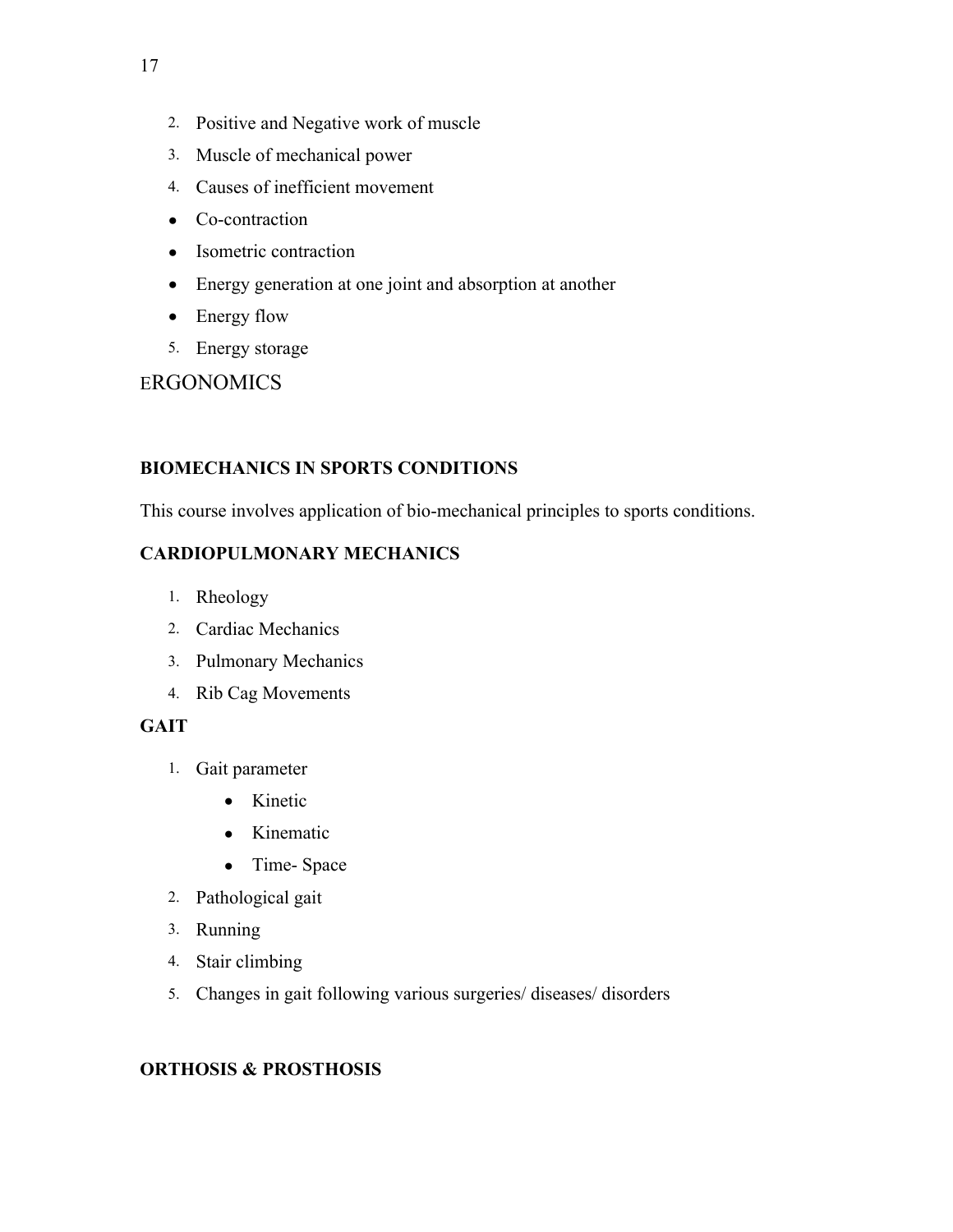2. Positive and Negative work of muscle
3. Muscle of mechanical power
4. Causes of inefficient movement
   - Co-contraction
   - Isometric contraction
   - Energy generation at one joint and absorption at another
   - Energy flow
5. Energy storage

ERGONOMICS

**BIOMECHANICS IN SPORTS CONDITIONS**

This course involves application of bio-mechanical principles to sports conditions.

**CARDIOPULMONARY MECHANICS**

1. Rheology
2. Cardiac Mechanics
3. Pulmonary Mechanics
4. Rib Cag Movements

**GAIT**

1. Gait parameter
   - Kinetic
   - Kinematic
   - Time- Space
2. Pathological gait
3. Running
4. Stair climbing
5. Changes in gait following various surgeries/ diseases/ disorders

**ORTHOSIS & PROSTHOSIS**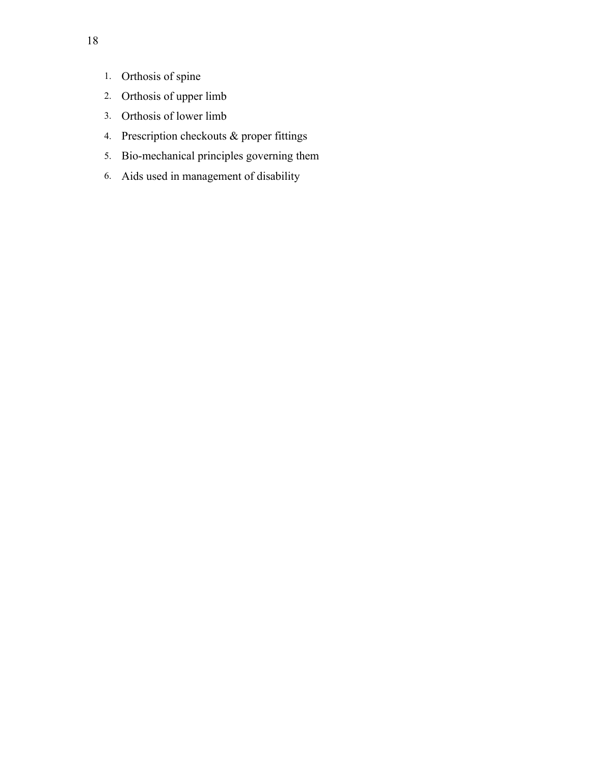1. Orthosis of spine
2. Orthosis of upper limb
3. Orthosis of lower limb
4. Prescription checkouts & proper fittings
5. Bio-mechanical principles governing them
6. Aids used in management of disability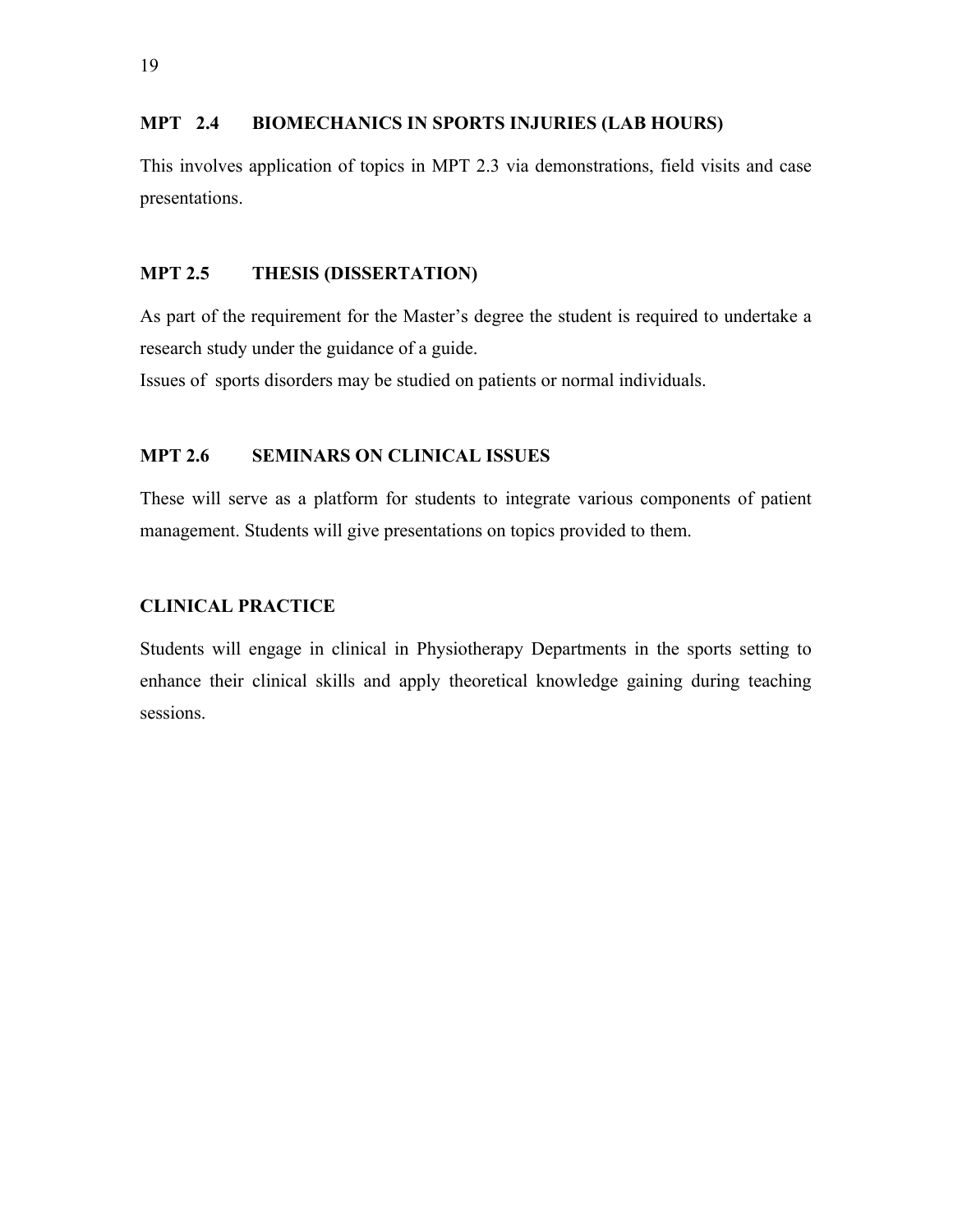### MPT 2.4 BIOMECHANICS IN SPORTS INJURIES (LAB HOURS)

This involves application of topics in MPT 2.3 via demonstrations, field visits and case presentations.

### MPT 2.5 THESIS (DISSERTATION)

As part of the requirement for the Master's degree the student is required to undertake a research study under the guidance of a guide.

Issues of sports disorders may be studied on patients or normal individuals.

### MPT 2.6 SEMINARS ON CLINICAL ISSUES

These will serve as a platform for students to integrate various components of patient management. Students will give presentations on topics provided to them.

### CLINICAL PRACTICE

Students will engage in clinical in Physiotherapy Departments in the sports setting to enhance their clinical skills and apply theoretical knowledge gaining during teaching sessions.